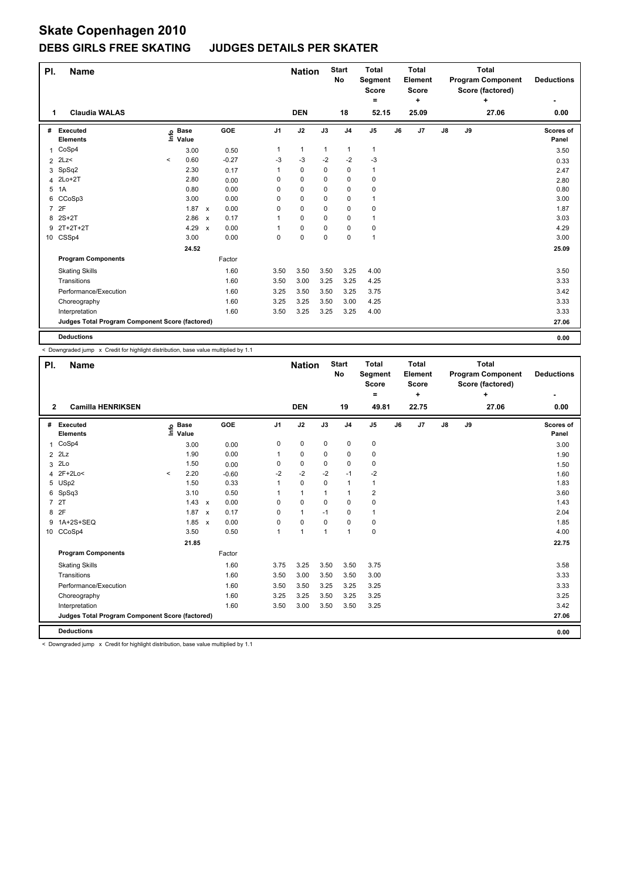# Skate Copenhagen 2010

## DEBS GIRLS FREE SKATING JUDGES DETAILS PER SKATER

| Pl. | Name | Nation | Start No | Total Segment Score = | Total Element Score + | Total Program Component Score (factored) + | Deductions - |
|---|---|---|---|---|---|---|---|
| 1 | Claudia WALAS | DEN | 18 | 52.15 | 25.09 | 27.06 | 0.00 |

| # | Executed Elements | Info | Base Value | | GOE | J1 | J2 | J3 | J4 | J5 | J6 | J7 | J8 | J9 | Scores of Panel |
|---|---|---|---|---|---|---|---|---|---|---|---|---|---|---|---|
| 1 | CoSp4 | | 3.00 | | 0.50 | 1 | 1 | 1 | 1 | 1 | | | | | 3.50 |
| 2 | 2Lz< | < | 0.60 | | -0.27 | -3 | -3 | -2 | -2 | -3 | | | | | 0.33 |
| 3 | SpSq2 | | 2.30 | | 0.17 | 1 | 0 | 0 | 0 | 1 | | | | | 2.47 |
| 4 | 2Lo+2T | | 2.80 | | 0.00 | 0 | 0 | 0 | 0 | 0 | | | | | 2.80 |
| 5 | 1A | | 0.80 | | 0.00 | 0 | 0 | 0 | 0 | 0 | | | | | 0.80 |
| 6 | CCoSp3 | | 3.00 | | 0.00 | 0 | 0 | 0 | 0 | 1 | | | | | 3.00 |
| 7 | 2F | | 1.87 | x | 0.00 | 0 | 0 | 0 | 0 | 0 | | | | | 1.87 |
| 8 | 2S+2T | | 2.86 | x | 0.17 | 1 | 0 | 0 | 0 | 1 | | | | | 3.03 |
| 9 | 2T+2T+2T | | 4.29 | x | 0.00 | 1 | 0 | 0 | 0 | 0 | | | | | 4.29 |
| 10 | CSSp4 | | 3.00 | | 0.00 | 0 | 0 | 0 | 0 | 1 | | | | | 3.00 |
| | | | 24.52 | | | | | | | | | | | | 25.09 |
| | **Program Components** | | | | Factor | | | | | | | | | | |
| | Skating Skills | | | | 1.60 | 3.50 | 3.50 | 3.50 | 3.25 | 4.00 | | | | | 3.50 |
| | Transitions | | | | 1.60 | 3.50 | 3.00 | 3.25 | 3.25 | 4.25 | | | | | 3.33 |
| | Performance/Execution | | | | 1.60 | 3.25 | 3.50 | 3.50 | 3.25 | 3.75 | | | | | 3.42 |
| | Choreography | | | | 1.60 | 3.25 | 3.25 | 3.50 | 3.00 | 4.25 | | | | | 3.33 |
| | Interpretation | | | | 1.60 | 3.50 | 3.25 | 3.25 | 3.25 | 4.00 | | | | | 3.33 |
| | **Judges Total Program Component Score (factored)** | | | | | | | | | | | | | | 27.06 |
| | **Deductions** | | | | | | | | | | | | | | 0.00 |

< Downgraded jump x Credit for highlight distribution, base value multiplied by 1.1

| Pl. | Name | Nation | Start No | Total Segment Score = | Total Element Score + | Total Program Component Score (factored) + | Deductions - |
|---|---|---|---|---|---|---|---|
| 2 | Camilla HENRIKSEN | DEN | 19 | 49.81 | 22.75 | 27.06 | 0.00 |

| # | Executed Elements | Info | Base Value | | GOE | J1 | J2 | J3 | J4 | J5 | J6 | J7 | J8 | J9 | Scores of Panel |
|---|---|---|---|---|---|---|---|---|---|---|---|---|---|---|---|
| 1 | CoSp4 | | 3.00 | | 0.00 | 0 | 0 | 0 | 0 | 0 | | | | | 3.00 |
| 2 | 2Lz | | 1.90 | | 0.00 | 1 | 0 | 0 | 0 | 0 | | | | | 1.90 |
| 3 | 2Lo | | 1.50 | | 0.00 | 0 | 0 | 0 | 0 | 0 | | | | | 1.50 |
| 4 | 2F+2Lo< | < | 2.20 | | -0.60 | -2 | -2 | -2 | -1 | -2 | | | | | 1.60 |
| 5 | USp2 | | 1.50 | | 0.33 | 1 | 0 | 0 | 1 | 1 | | | | | 1.83 |
| 6 | SpSq3 | | 3.10 | | 0.50 | 1 | 1 | 1 | 1 | 2 | | | | | 3.60 |
| 7 | 2T | | 1.43 | x | 0.00 | 0 | 0 | 0 | 0 | 0 | | | | | 1.43 |
| 8 | 2F | | 1.87 | x | 0.17 | 0 | 1 | -1 | 0 | 1 | | | | | 2.04 |
| 9 | 1A+2S+SEQ | | 1.85 | x | 0.00 | 0 | 0 | 0 | 0 | 0 | | | | | 1.85 |
| 10 | CCoSp4 | | 3.50 | | 0.50 | 1 | 1 | 1 | 1 | 0 | | | | | 4.00 |
| | | | 21.85 | | | | | | | | | | | | 22.75 |
| | **Program Components** | | | | Factor | | | | | | | | | | |
| | Skating Skills | | | | 1.60 | 3.75 | 3.25 | 3.50 | 3.50 | 3.75 | | | | | 3.58 |
| | Transitions | | | | 1.60 | 3.50 | 3.00 | 3.50 | 3.50 | 3.00 | | | | | 3.33 |
| | Performance/Execution | | | | 1.60 | 3.50 | 3.50 | 3.25 | 3.25 | 3.25 | | | | | 3.33 |
| | Choreography | | | | 1.60 | 3.25 | 3.25 | 3.50 | 3.25 | 3.25 | | | | | 3.25 |
| | Interpretation | | | | 1.60 | 3.50 | 3.00 | 3.50 | 3.50 | 3.25 | | | | | 3.42 |
| | **Judges Total Program Component Score (factored)** | | | | | | | | | | | | | | 27.06 |
| | **Deductions** | | | | | | | | | | | | | | 0.00 |

< Downgraded jump x Credit for highlight distribution, base value multiplied by 1.1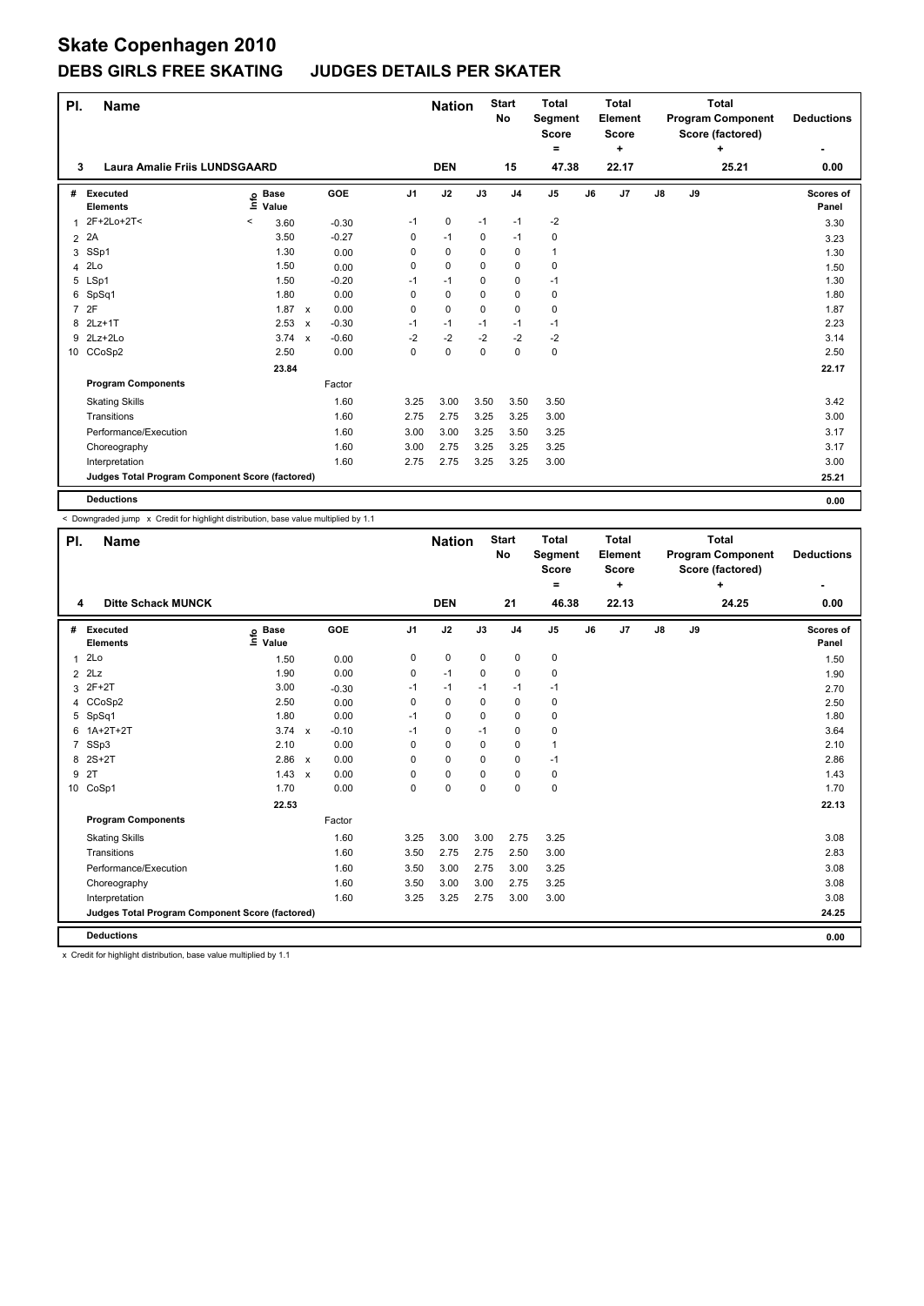# Skate Copenhagen 2010

## DEBS GIRLS FREE SKATING JUDGES DETAILS PER SKATER

| Pl. | Name | Nation | Start No | Total Segment Score = | Total Element Score + | Total Program Component Score (factored) + | Deductions - |
|---|---|---|---|---|---|---|---|
| 3 | Laura Amalie Friis LUNDSGAARD | DEN | 15 | 47.38 | 22.17 | 25.21 | 0.00 |

| # | Executed Elements | Info | Base Value | | GOE | J1 | J2 | J3 | J4 | J5 | J6 | J7 | J8 | J9 | Scores of Panel |
|---|---|---|---|---|---|---|---|---|---|---|---|---|---|---|---|
| 1 | 2F+2Lo+2T< | < | 3.60 | | -0.30 | -1 | 0 | -1 | -1 | -2 | | | | | 3.30 |
| 2 | 2A | | 3.50 | | -0.27 | 0 | -1 | 0 | -1 | 0 | | | | | 3.23 |
| 3 | SSp1 | | 1.30 | | 0.00 | 0 | 0 | 0 | 0 | 1 | | | | | 1.30 |
| 4 | 2Lo | | 1.50 | | 0.00 | 0 | 0 | 0 | 0 | 0 | | | | | 1.50 |
| 5 | LSp1 | | 1.50 | | -0.20 | -1 | -1 | 0 | 0 | -1 | | | | | 1.30 |
| 6 | SpSq1 | | 1.80 | | 0.00 | 0 | 0 | 0 | 0 | 0 | | | | | 1.80 |
| 7 | 2F | | 1.87 | x | 0.00 | 0 | 0 | 0 | 0 | 0 | | | | | 1.87 |
| 8 | 2Lz+1T | | 2.53 | x | -0.30 | -1 | -1 | -1 | -1 | -1 | | | | | 2.23 |
| 9 | 2Lz+2Lo | | 3.74 | x | -0.60 | -2 | -2 | -2 | -2 | -2 | | | | | 3.14 |
| 10 | CCoSp2 | | 2.50 | | 0.00 | 0 | 0 | 0 | 0 | 0 | | | | | 2.50 |
| | | | 23.84 | | | | | | | | | | | | 22.17 |
| | **Program Components** | | | | Factor | | | | | | | | | | |
| | Skating Skills | | | | 1.60 | 3.25 | 3.00 | 3.50 | 3.50 | 3.50 | | | | | 3.42 |
| | Transitions | | | | 1.60 | 2.75 | 2.75 | 3.25 | 3.25 | 3.00 | | | | | 3.00 |
| | Performance/Execution | | | | 1.60 | 3.00 | 3.00 | 3.25 | 3.50 | 3.25 | | | | | 3.17 |
| | Choreography | | | | 1.60 | 3.00 | 2.75 | 3.25 | 3.25 | 3.25 | | | | | 3.17 |
| | Interpretation | | | | 1.60 | 2.75 | 2.75 | 3.25 | 3.25 | 3.00 | | | | | 3.00 |
| | **Judges Total Program Component Score (factored)** | | | | | | | | | | | | | | 25.21 |
| | **Deductions** | | | | | | | | | | | | | | 0.00 |

< Downgraded jump x Credit for highlight distribution, base value multiplied by 1.1

| Pl. | Name | Nation | Start No | Total Segment Score = | Total Element Score + | Total Program Component Score (factored) + | Deductions - |
|---|---|---|---|---|---|---|---|
| 4 | Ditte Schack MUNCK | DEN | 21 | 46.38 | 22.13 | 24.25 | 0.00 |

| # | Executed Elements | Info | Base Value | | GOE | J1 | J2 | J3 | J4 | J5 | J6 | J7 | J8 | J9 | Scores of Panel |
|---|---|---|---|---|---|---|---|---|---|---|---|---|---|---|---|
| 1 | 2Lo | | 1.50 | | 0.00 | 0 | 0 | 0 | 0 | 0 | | | | | 1.50 |
| 2 | 2Lz | | 1.90 | | 0.00 | 0 | -1 | 0 | 0 | 0 | | | | | 1.90 |
| 3 | 2F+2T | | 3.00 | | -0.30 | -1 | -1 | -1 | -1 | -1 | | | | | 2.70 |
| 4 | CCoSp2 | | 2.50 | | 0.00 | 0 | 0 | 0 | 0 | 0 | | | | | 2.50 |
| 5 | SpSq1 | | 1.80 | | 0.00 | -1 | 0 | 0 | 0 | 0 | | | | | 1.80 |
| 6 | 1A+2T+2T | | 3.74 | x | -0.10 | -1 | 0 | -1 | 0 | 0 | | | | | 3.64 |
| 7 | SSp3 | | 2.10 | | 0.00 | 0 | 0 | 0 | 0 | 1 | | | | | 2.10 |
| 8 | 2S+2T | | 2.86 | x | 0.00 | 0 | 0 | 0 | 0 | -1 | | | | | 2.86 |
| 9 | 2T | | 1.43 | x | 0.00 | 0 | 0 | 0 | 0 | 0 | | | | | 1.43 |
| 10 | CoSp1 | | 1.70 | | 0.00 | 0 | 0 | 0 | 0 | 0 | | | | | 1.70 |
| | | | 22.53 | | | | | | | | | | | | 22.13 |
| | **Program Components** | | | | Factor | | | | | | | | | | |
| | Skating Skills | | | | 1.60 | 3.25 | 3.00 | 3.00 | 2.75 | 3.25 | | | | | 3.08 |
| | Transitions | | | | 1.60 | 3.50 | 2.75 | 2.75 | 2.50 | 3.00 | | | | | 2.83 |
| | Performance/Execution | | | | 1.60 | 3.50 | 3.00 | 2.75 | 3.00 | 3.25 | | | | | 3.08 |
| | Choreography | | | | 1.60 | 3.50 | 3.00 | 3.00 | 2.75 | 3.25 | | | | | 3.08 |
| | Interpretation | | | | 1.60 | 3.25 | 3.25 | 2.75 | 3.00 | 3.00 | | | | | 3.08 |
| | **Judges Total Program Component Score (factored)** | | | | | | | | | | | | | | 24.25 |
| | **Deductions** | | | | | | | | | | | | | | 0.00 |

x Credit for highlight distribution, base value multiplied by 1.1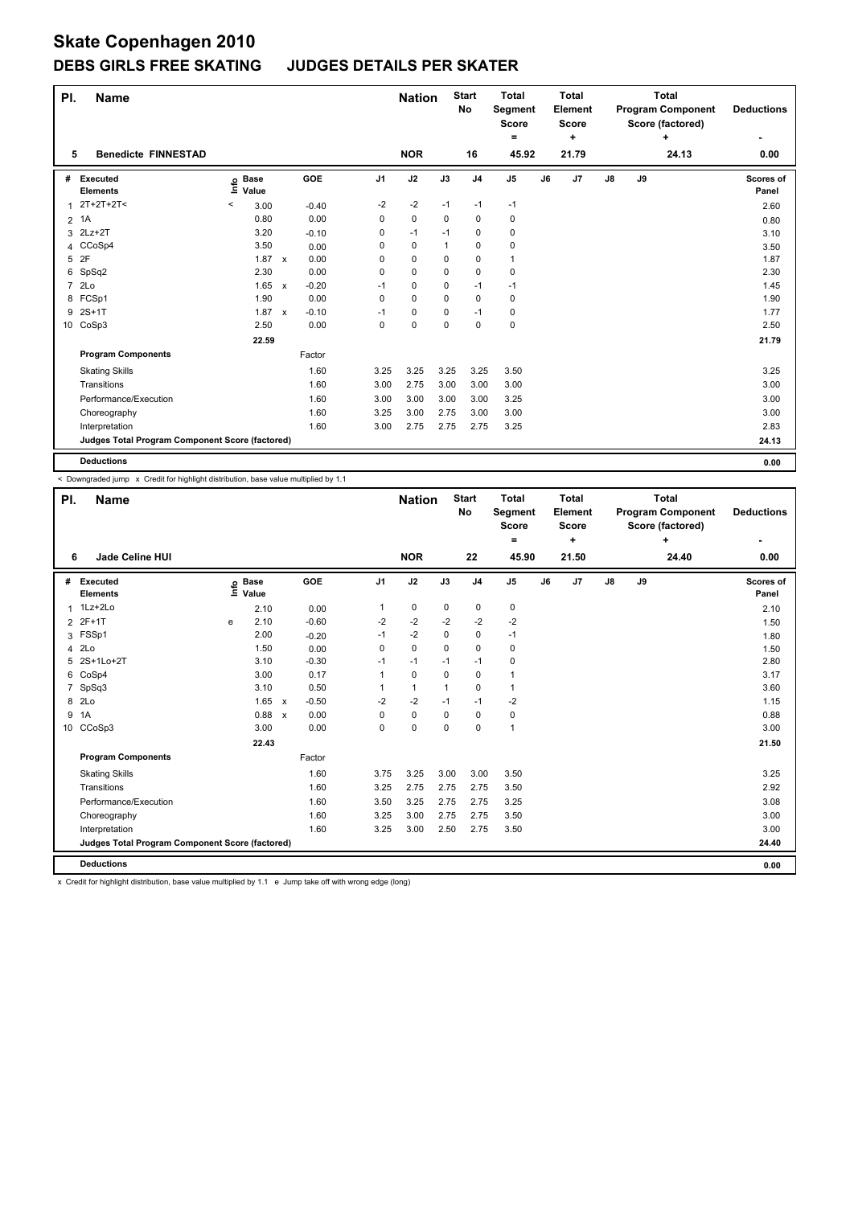# Skate Copenhagen 2010

## DEBS GIRLS FREE SKATING JUDGES DETAILS PER SKATER

| Pl. | Name | Nation | Start No | Total Segment Score = | Total Element Score + | Total Program Component Score (factored) + | Deductions - |
|---|---|---|---|---|---|---|---|
| 5 | Benedicte FINNESTAD | NOR | 16 | 45.92 | 21.79 | 24.13 | 0.00 |

| # | Executed Elements | Info | Base Value | | GOE | J1 | J2 | J3 | J4 | J5 | J6 | J7 | J8 | J9 | Scores of Panel |
|---|---|---|---|---|---|---|---|---|---|---|---|---|---|---|---|
| 1 | 2T+2T+2T< | < | 3.00 | | -0.40 | -2 | -2 | -1 | -1 | -1 | | | | | 2.60 |
| 2 | 1A | | 0.80 | | 0.00 | 0 | 0 | 0 | 0 | 0 | | | | | 0.80 |
| 3 | 2Lz+2T | | 3.20 | | -0.10 | 0 | -1 | -1 | 0 | 0 | | | | | 3.10 |
| 4 | CCoSp4 | | 3.50 | | 0.00 | 0 | 0 | 1 | 0 | 0 | | | | | 3.50 |
| 5 | 2F | | 1.87 | x | 0.00 | 0 | 0 | 0 | 0 | 1 | | | | | 1.87 |
| 6 | SpSq2 | | 2.30 | | 0.00 | 0 | 0 | 0 | 0 | 0 | | | | | 2.30 |
| 7 | 2Lo | | 1.65 | x | -0.20 | -1 | 0 | 0 | -1 | -1 | | | | | 1.45 |
| 8 | FCSp1 | | 1.90 | | 0.00 | 0 | 0 | 0 | 0 | 0 | | | | | 1.90 |
| 9 | 2S+1T | | 1.87 | x | -0.10 | -1 | 0 | 0 | -1 | 0 | | | | | 1.77 |
| 10 | CoSp3 | | 2.50 | | 0.00 | 0 | 0 | 0 | 0 | 0 | | | | | 2.50 |
| | | | 22.59 | | | | | | | | | | | | 21.79 |
| | **Program Components** | | | | Factor | | | | | | | | | | |
| | Skating Skills | | | | 1.60 | 3.25 | 3.25 | 3.25 | 3.25 | 3.50 | | | | | 3.25 |
| | Transitions | | | | 1.60 | 3.00 | 2.75 | 3.00 | 3.00 | 3.00 | | | | | 3.00 |
| | Performance/Execution | | | | 1.60 | 3.00 | 3.00 | 3.00 | 3.00 | 3.25 | | | | | 3.00 |
| | Choreography | | | | 1.60 | 3.25 | 3.00 | 2.75 | 3.00 | 3.00 | | | | | 3.00 |
| | Interpretation | | | | 1.60 | 3.00 | 2.75 | 2.75 | 2.75 | 3.25 | | | | | 2.83 |
| | **Judges Total Program Component Score (factored)** | | | | | | | | | | | | | | 24.13 |
| | **Deductions** | | | | | | | | | | | | | | 0.00 |

< Downgraded jump x Credit for highlight distribution, base value multiplied by 1.1

| Pl. | Name | Nation | Start No | Total Segment Score = | Total Element Score + | Total Program Component Score (factored) + | Deductions - |
|---|---|---|---|---|---|---|---|
| 6 | Jade Celine HUI | NOR | 22 | 45.90 | 21.50 | 24.40 | 0.00 |

| # | Executed Elements | Info | Base Value | | GOE | J1 | J2 | J3 | J4 | J5 | J6 | J7 | J8 | J9 | Scores of Panel |
|---|---|---|---|---|---|---|---|---|---|---|---|---|---|---|---|
| 1 | 1Lz+2Lo | | 2.10 | | 0.00 | 1 | 0 | 0 | 0 | 0 | | | | | 2.10 |
| 2 | 2F+1T | e | 2.10 | | -0.60 | -2 | -2 | -2 | -2 | -2 | | | | | 1.50 |
| 3 | FSSp1 | | 2.00 | | -0.20 | -1 | -2 | 0 | 0 | -1 | | | | | 1.80 |
| 4 | 2Lo | | 1.50 | | 0.00 | 0 | 0 | 0 | 0 | 0 | | | | | 1.50 |
| 5 | 2S+1Lo+2T | | 3.10 | | -0.30 | -1 | -1 | -1 | -1 | 0 | | | | | 2.80 |
| 6 | CoSp4 | | 3.00 | | 0.17 | 1 | 0 | 0 | 0 | 1 | | | | | 3.17 |
| 7 | SpSq3 | | 3.10 | | 0.50 | 1 | 1 | 1 | 0 | 1 | | | | | 3.60 |
| 8 | 2Lo | | 1.65 | x | -0.50 | -2 | -2 | -1 | -1 | -2 | | | | | 1.15 |
| 9 | 1A | | 0.88 | x | 0.00 | 0 | 0 | 0 | 0 | 0 | | | | | 0.88 |
| 10 | CCoSp3 | | 3.00 | | 0.00 | 0 | 0 | 0 | 0 | 1 | | | | | 3.00 |
| | | | 22.43 | | | | | | | | | | | | 21.50 |
| | **Program Components** | | | | Factor | | | | | | | | | | |
| | Skating Skills | | | | 1.60 | 3.75 | 3.25 | 3.00 | 3.00 | 3.50 | | | | | 3.25 |
| | Transitions | | | | 1.60 | 3.25 | 2.75 | 2.75 | 2.75 | 3.50 | | | | | 2.92 |
| | Performance/Execution | | | | 1.60 | 3.50 | 3.25 | 2.75 | 2.75 | 3.25 | | | | | 3.08 |
| | Choreography | | | | 1.60 | 3.25 | 3.00 | 2.75 | 2.75 | 3.50 | | | | | 3.00 |
| | Interpretation | | | | 1.60 | 3.25 | 3.00 | 2.50 | 2.75 | 3.50 | | | | | 3.00 |
| | **Judges Total Program Component Score (factored)** | | | | | | | | | | | | | | 24.40 |
| | **Deductions** | | | | | | | | | | | | | | 0.00 |

x Credit for highlight distribution, base value multiplied by 1.1 e Jump take off with wrong edge (long)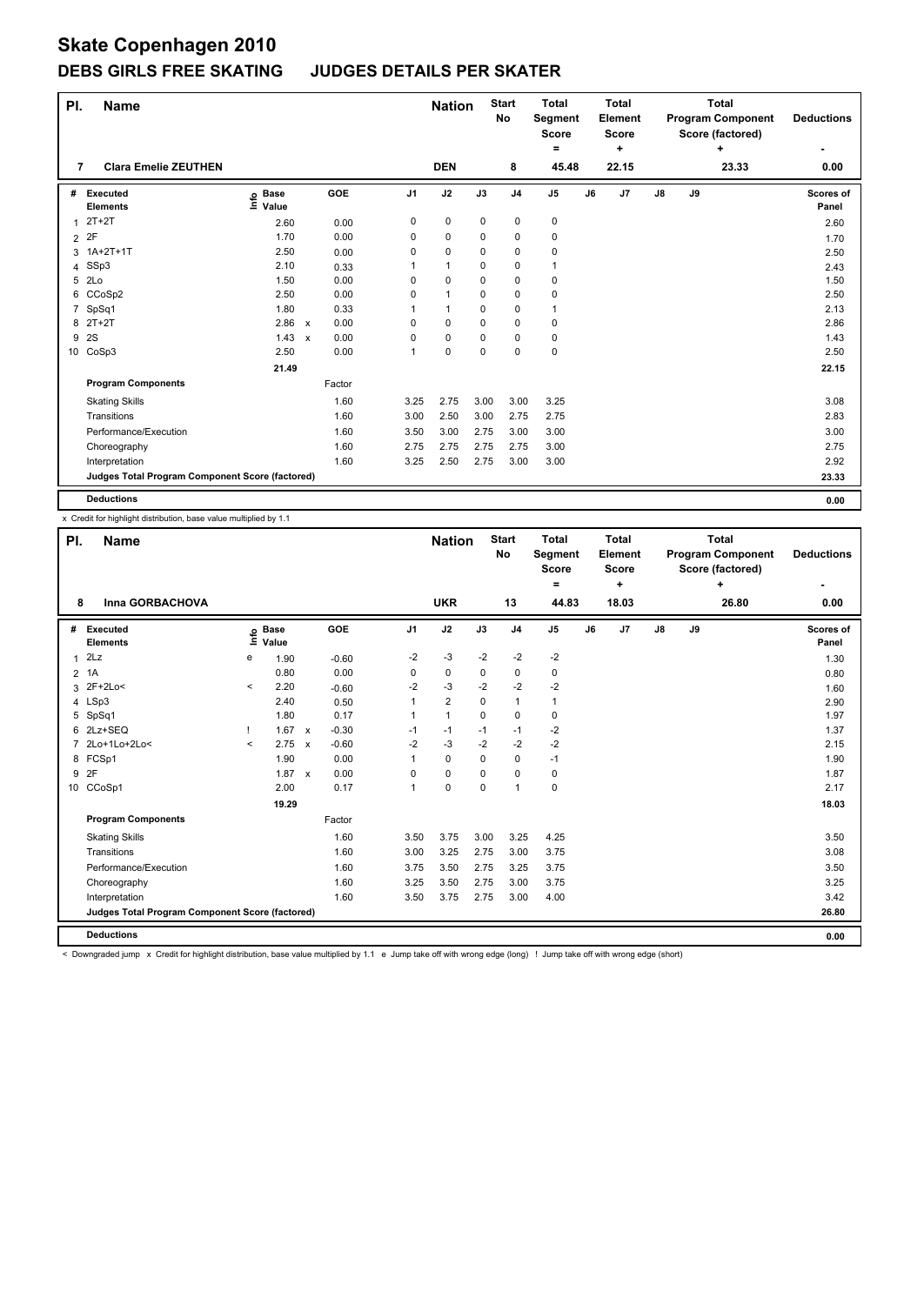# Skate Copenhagen 2010

## DEBS GIRLS FREE SKATING JUDGES DETAILS PER SKATER

| Pl. | Name | Nation | Start No | Total Segment Score = | Total Element Score + | Total Program Component Score (factored) + | Deductions - |
|---|---|---|---|---|---|---|---|
| 7 | Clara Emelie ZEUTHEN | DEN | 8 | 45.48 | 22.15 | 23.33 | 0.00 |

| # | Executed Elements | Info | Base Value | | GOE | J1 | J2 | J3 | J4 | J5 | J6 | J7 | J8 | J9 | Scores of Panel |
|---|---|---|---|---|---|---|---|---|---|---|---|---|---|---|---|
| 1 | 2T+2T | | 2.60 | | 0.00 | 0 | 0 | 0 | 0 | 0 | | | | | 2.60 |
| 2 | 2F | | 1.70 | | 0.00 | 0 | 0 | 0 | 0 | 0 | | | | | 1.70 |
| 3 | 1A+2T+1T | | 2.50 | | 0.00 | 0 | 0 | 0 | 0 | 0 | | | | | 2.50 |
| 4 | SSp3 | | 2.10 | | 0.33 | 1 | 1 | 0 | 0 | 1 | | | | | 2.43 |
| 5 | 2Lo | | 1.50 | | 0.00 | 0 | 0 | 0 | 0 | 0 | | | | | 1.50 |
| 6 | CCoSp2 | | 2.50 | | 0.00 | 0 | 1 | 0 | 0 | 0 | | | | | 2.50 |
| 7 | SpSq1 | | 1.80 | | 0.33 | 1 | 1 | 0 | 0 | 1 | | | | | 2.13 |
| 8 | 2T+2T | | 2.86 | x | 0.00 | 0 | 0 | 0 | 0 | 0 | | | | | 2.86 |
| 9 | 2S | | 1.43 | x | 0.00 | 0 | 0 | 0 | 0 | 0 | | | | | 1.43 |
| 10 | CoSp3 | | 2.50 | | 0.00 | 1 | 0 | 0 | 0 | 0 | | | | | 2.50 |
| | | | 21.49 | | | | | | | | | | | | 22.15 |
| | **Program Components** | | | | Factor | | | | | | | | | | |
| | Skating Skills | | | | 1.60 | 3.25 | 2.75 | 3.00 | 3.00 | 3.25 | | | | | 3.08 |
| | Transitions | | | | 1.60 | 3.00 | 2.50 | 3.00 | 2.75 | 2.75 | | | | | 2.83 |
| | Performance/Execution | | | | 1.60 | 3.50 | 3.00 | 2.75 | 3.00 | 3.00 | | | | | 3.00 |
| | Choreography | | | | 1.60 | 2.75 | 2.75 | 2.75 | 2.75 | 3.00 | | | | | 2.75 |
| | Interpretation | | | | 1.60 | 3.25 | 2.50 | 2.75 | 3.00 | 3.00 | | | | | 2.92 |
| | **Judges Total Program Component Score (factored)** | | | | | | | | | | | | | | 23.33 |
| | **Deductions** | | | | | | | | | | | | | | 0.00 |

x Credit for highlight distribution, base value multiplied by 1.1

| Pl. | Name | Nation | Start No | Total Segment Score = | Total Element Score + | Total Program Component Score (factored) + | Deductions - |
|---|---|---|---|---|---|---|---|
| 8 | Inna GORBACHOVA | UKR | 13 | 44.83 | 18.03 | 26.80 | 0.00 |

| # | Executed Elements | Info | Base Value | | GOE | J1 | J2 | J3 | J4 | J5 | J6 | J7 | J8 | J9 | Scores of Panel |
|---|---|---|---|---|---|---|---|---|---|---|---|---|---|---|---|
| 1 | 2Lz | e | 1.90 | | -0.60 | -2 | -3 | -2 | -2 | -2 | | | | | 1.30 |
| 2 | 1A | | 0.80 | | 0.00 | 0 | 0 | 0 | 0 | 0 | | | | | 0.80 |
| 3 | 2F+2Lo< | < | 2.20 | | -0.60 | -2 | -3 | -2 | -2 | -2 | | | | | 1.60 |
| 4 | LSp3 | | 2.40 | | 0.50 | 1 | 2 | 0 | 1 | 1 | | | | | 2.90 |
| 5 | SpSq1 | | 1.80 | | 0.17 | 1 | 1 | 0 | 0 | 0 | | | | | 1.97 |
| 6 | 2Lz+SEQ | ! | 1.67 | x | -0.30 | -1 | -1 | -1 | -1 | -2 | | | | | 1.37 |
| 7 | 2Lo+1Lo+2Lo< | < | 2.75 | x | -0.60 | -2 | -3 | -2 | -2 | -2 | | | | | 2.15 |
| 8 | FCSp1 | | 1.90 | | 0.00 | 1 | 0 | 0 | 0 | -1 | | | | | 1.90 |
| 9 | 2F | | 1.87 | x | 0.00 | 0 | 0 | 0 | 0 | 0 | | | | | 1.87 |
| 10 | CCoSp1 | | 2.00 | | 0.17 | 1 | 0 | 0 | 1 | 0 | | | | | 2.17 |
| | | | 19.29 | | | | | | | | | | | | 18.03 |
| | **Program Components** | | | | Factor | | | | | | | | | | |
| | Skating Skills | | | | 1.60 | 3.50 | 3.75 | 3.00 | 3.25 | 4.25 | | | | | 3.50 |
| | Transitions | | | | 1.60 | 3.00 | 3.25 | 2.75 | 3.00 | 3.75 | | | | | 3.08 |
| | Performance/Execution | | | | 1.60 | 3.75 | 3.50 | 2.75 | 3.25 | 3.75 | | | | | 3.50 |
| | Choreography | | | | 1.60 | 3.25 | 3.50 | 2.75 | 3.00 | 3.75 | | | | | 3.25 |
| | Interpretation | | | | 1.60 | 3.50 | 3.75 | 2.75 | 3.00 | 4.00 | | | | | 3.42 |
| | **Judges Total Program Component Score (factored)** | | | | | | | | | | | | | | 26.80 |
| | **Deductions** | | | | | | | | | | | | | | 0.00 |

< Downgraded jump x Credit for highlight distribution, base value multiplied by 1.1 e Jump take off with wrong edge (long) ! Jump take off with wrong edge (short)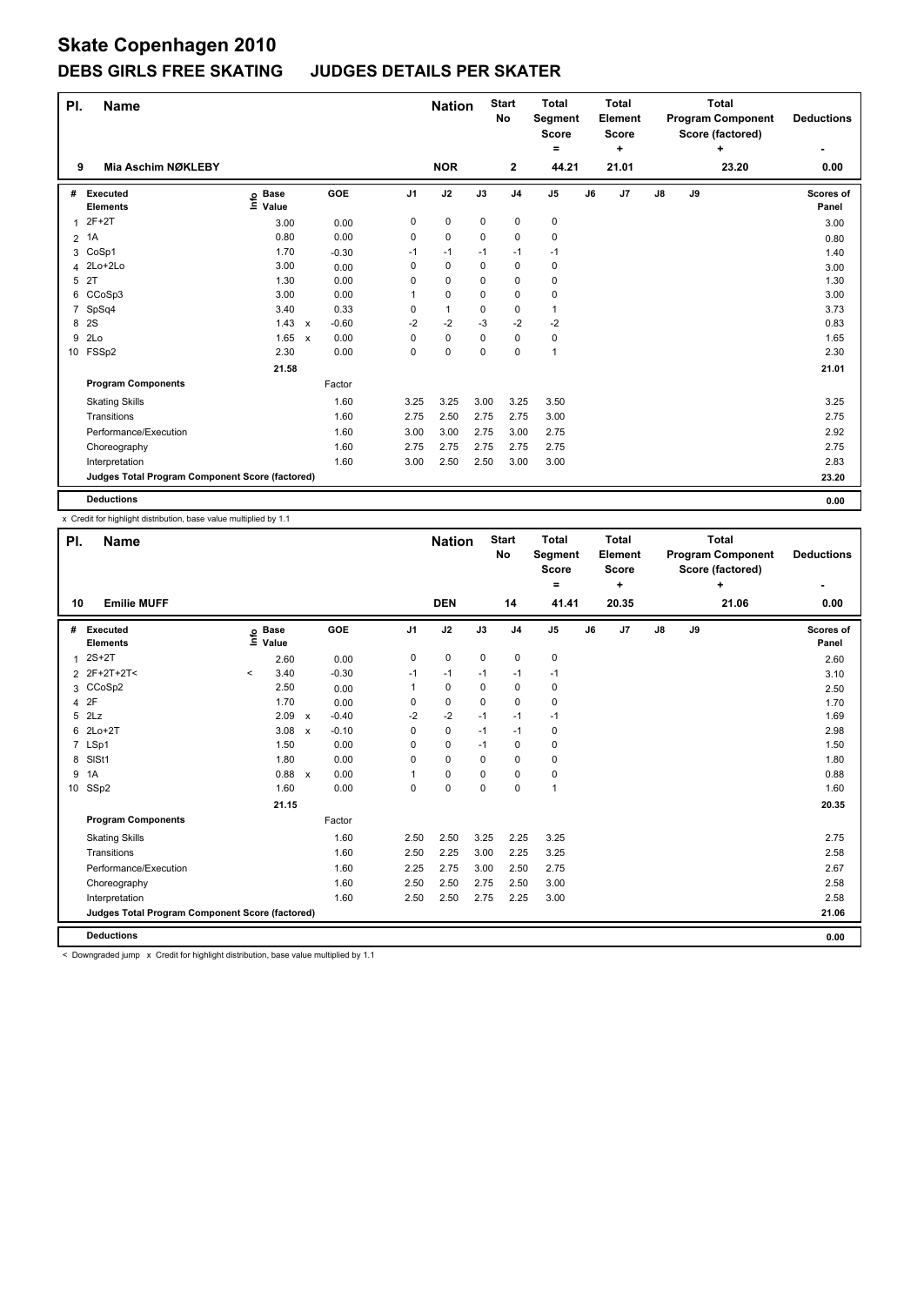# Skate Copenhagen 2010

## DEBS GIRLS FREE SKATING JUDGES DETAILS PER SKATER

| Pl. | Name | Nation | Start No | Total Segment Score = | Total Element Score + | Total Program Component Score (factored) + | Deductions - |
|---|---|---|---|---|---|---|---|
| 9 | Mia Aschim NØKLEBY | NOR | 2 | 44.21 | 21.01 | 23.20 | 0.00 |

| # | Executed Elements | Info | Base Value | | GOE | J1 | J2 | J3 | J4 | J5 | J6 | J7 | J8 | J9 | Scores of Panel |
|---|---|---|---|---|---|---|---|---|---|---|---|---|---|---|---|
| 1 | 2F+2T | | 3.00 | | 0.00 | 0 | 0 | 0 | 0 | 0 | | | | | 3.00 |
| 2 | 1A | | 0.80 | | 0.00 | 0 | 0 | 0 | 0 | 0 | | | | | 0.80 |
| 3 | CoSp1 | | 1.70 | | -0.30 | -1 | -1 | -1 | -1 | -1 | | | | | 1.40 |
| 4 | 2Lo+2Lo | | 3.00 | | 0.00 | 0 | 0 | 0 | 0 | 0 | | | | | 3.00 |
| 5 | 2T | | 1.30 | | 0.00 | 0 | 0 | 0 | 0 | 0 | | | | | 1.30 |
| 6 | CCoSp3 | | 3.00 | | 0.00 | 1 | 0 | 0 | 0 | 0 | | | | | 3.00 |
| 7 | SpSq4 | | 3.40 | | 0.33 | 0 | 1 | 0 | 0 | 1 | | | | | 3.73 |
| 8 | 2S | | 1.43 | x | -0.60 | -2 | -2 | -3 | -2 | -2 | | | | | 0.83 |
| 9 | 2Lo | | 1.65 | x | 0.00 | 0 | 0 | 0 | 0 | 0 | | | | | 1.65 |
| 10 | FSSp2 | | 2.30 | | 0.00 | 0 | 0 | 0 | 0 | 1 | | | | | 2.30 |
| | | | 21.58 | | | | | | | | | | | | 21.01 |
| | **Program Components** | | | | Factor | | | | | | | | | | |
| | Skating Skills | | | | 1.60 | 3.25 | 3.25 | 3.00 | 3.25 | 3.50 | | | | | 3.25 |
| | Transitions | | | | 1.60 | 2.75 | 2.50 | 2.75 | 2.75 | 3.00 | | | | | 2.75 |
| | Performance/Execution | | | | 1.60 | 3.00 | 3.00 | 2.75 | 3.00 | 2.75 | | | | | 2.92 |
| | Choreography | | | | 1.60 | 2.75 | 2.75 | 2.75 | 2.75 | 2.75 | | | | | 2.75 |
| | Interpretation | | | | 1.60 | 3.00 | 2.50 | 2.50 | 3.00 | 3.00 | | | | | 2.83 |
| | **Judges Total Program Component Score (factored)** | | | | | | | | | | | | | | 23.20 |
| | **Deductions** | | | | | | | | | | | | | | 0.00 |

x Credit for highlight distribution, base value multiplied by 1.1

| Pl. | Name | Nation | Start No | Total Segment Score = | Total Element Score + | Total Program Component Score (factored) + | Deductions - |
|---|---|---|---|---|---|---|---|
| 10 | Emilie MUFF | DEN | 14 | 41.41 | 20.35 | 21.06 | 0.00 |

| # | Executed Elements | Info | Base Value | | GOE | J1 | J2 | J3 | J4 | J5 | J6 | J7 | J8 | J9 | Scores of Panel |
|---|---|---|---|---|---|---|---|---|---|---|---|---|---|---|---|
| 1 | 2S+2T | | 2.60 | | 0.00 | 0 | 0 | 0 | 0 | 0 | | | | | 2.60 |
| 2 | 2F+2T+2T< | < | 3.40 | | -0.30 | -1 | -1 | -1 | -1 | -1 | | | | | 3.10 |
| 3 | CCoSp2 | | 2.50 | | 0.00 | 1 | 0 | 0 | 0 | 0 | | | | | 2.50 |
| 4 | 2F | | 1.70 | | 0.00 | 0 | 0 | 0 | 0 | 0 | | | | | 1.70 |
| 5 | 2Lz | | 2.09 | x | -0.40 | -2 | -2 | -1 | -1 | -1 | | | | | 1.69 |
| 6 | 2Lo+2T | | 3.08 | x | -0.10 | 0 | 0 | -1 | -1 | 0 | | | | | 2.98 |
| 7 | LSp1 | | 1.50 | | 0.00 | 0 | 0 | -1 | 0 | 0 | | | | | 1.50 |
| 8 | SlSt1 | | 1.80 | | 0.00 | 0 | 0 | 0 | 0 | 0 | | | | | 1.80 |
| 9 | 1A | | 0.88 | x | 0.00 | 1 | 0 | 0 | 0 | 0 | | | | | 0.88 |
| 10 | SSp2 | | 1.60 | | 0.00 | 0 | 0 | 0 | 0 | 1 | | | | | 1.60 |
| | | | 21.15 | | | | | | | | | | | | 20.35 |
| | **Program Components** | | | | Factor | | | | | | | | | | |
| | Skating Skills | | | | 1.60 | 2.50 | 2.50 | 3.25 | 2.25 | 3.25 | | | | | 2.75 |
| | Transitions | | | | 1.60 | 2.50 | 2.25 | 3.00 | 2.25 | 3.25 | | | | | 2.58 |
| | Performance/Execution | | | | 1.60 | 2.25 | 2.75 | 3.00 | 2.50 | 2.75 | | | | | 2.67 |
| | Choreography | | | | 1.60 | 2.50 | 2.50 | 2.75 | 2.50 | 3.00 | | | | | 2.58 |
| | Interpretation | | | | 1.60 | 2.50 | 2.50 | 2.75 | 2.25 | 3.00 | | | | | 2.58 |
| | **Judges Total Program Component Score (factored)** | | | | | | | | | | | | | | 21.06 |
| | **Deductions** | | | | | | | | | | | | | | 0.00 |

< Downgraded jump x Credit for highlight distribution, base value multiplied by 1.1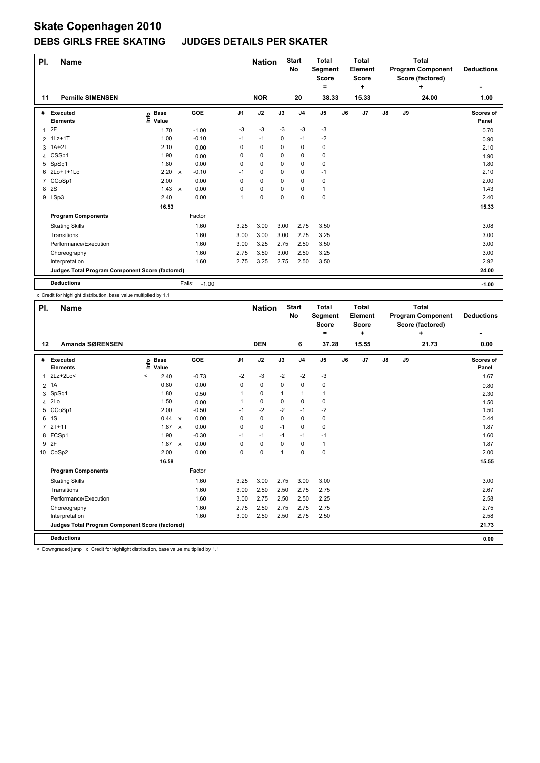# Skate Copenhagen 2010

## DEBS GIRLS FREE SKATING JUDGES DETAILS PER SKATER

| Pl. | Name | Nation | Start No | Total Segment Score = | Total Element Score + | Total Program Component Score (factored) + | Deductions - |
|---|---|---|---|---|---|---|---|
| 11 | Pernille SIMENSEN | NOR | 20 | 38.33 | 15.33 | 24.00 | 1.00 |

| # | Executed Elements | Info | Base Value | | GOE | J1 | J2 | J3 | J4 | J5 | J6 | J7 | J8 | J9 | Scores of Panel |
|---|---|---|---|---|---|---|---|---|---|---|---|---|---|---|---|
| 1 | 2F | | 1.70 | | -1.00 | -3 | -3 | -3 | -3 | -3 | | | | | 0.70 |
| 2 | 1Lz+1T | | 1.00 | | -0.10 | -1 | -1 | 0 | -1 | -2 | | | | | 0.90 |
| 3 | 1A+2T | | 2.10 | | 0.00 | 0 | 0 | 0 | 0 | 0 | | | | | 2.10 |
| 4 | CSSp1 | | 1.90 | | 0.00 | 0 | 0 | 0 | 0 | 0 | | | | | 1.90 |
| 5 | SpSq1 | | 1.80 | | 0.00 | 0 | 0 | 0 | 0 | 0 | | | | | 1.80 |
| 6 | 2Lo+T+1Lo | | 2.20 | x | -0.10 | -1 | 0 | 0 | 0 | -1 | | | | | 2.10 |
| 7 | CCoSp1 | | 2.00 | | 0.00 | 0 | 0 | 0 | 0 | 0 | | | | | 2.00 |
| 8 | 2S | | 1.43 | x | 0.00 | 0 | 0 | 0 | 0 | 1 | | | | | 1.43 |
| 9 | LSp3 | | 2.40 | | 0.00 | 1 | 0 | 0 | 0 | 0 | | | | | 2.40 |
| | | | 16.53 | | | | | | | | | | | | 15.33 |

| Program Components | Factor | J1 | J2 | J3 | J4 | J5 | J6 | J7 | J8 | J9 | |
|---|---|---|---|---|---|---|---|---|---|---|---|
| Skating Skills | 1.60 | 3.25 | 3.00 | 3.00 | 2.75 | 3.50 | | | | | 3.08 |
| Transitions | 1.60 | 3.00 | 3.00 | 3.00 | 2.75 | 3.25 | | | | | 3.00 |
| Performance/Execution | 1.60 | 3.00 | 3.25 | 2.75 | 2.50 | 3.50 | | | | | 3.00 |
| Choreography | 1.60 | 2.75 | 3.50 | 3.00 | 2.50 | 3.25 | | | | | 3.00 |
| Interpretation | 1.60 | 2.75 | 3.25 | 2.75 | 2.50 | 3.50 | | | | | 2.92 |
| Judges Total Program Component Score (factored) | | | | | | | | | | | 24.00 |

| Deductions | Falls: | -1.00 | -1.00 |
|---|---|---|---|

x Credit for highlight distribution, base value multiplied by 1.1

| Pl. | Name | Nation | Start No | Total Segment Score = | Total Element Score + | Total Program Component Score (factored) + | Deductions - |
|---|---|---|---|---|---|---|---|
| 12 | Amanda SØRENSEN | DEN | 6 | 37.28 | 15.55 | 21.73 | 0.00 |

| # | Executed Elements | Info | Base Value | | GOE | J1 | J2 | J3 | J4 | J5 | J6 | J7 | J8 | J9 | Scores of Panel |
|---|---|---|---|---|---|---|---|---|---|---|---|---|---|---|---|
| 1 | 2Lz+2Lo< | < | 2.40 | | -0.73 | -2 | -3 | -2 | -2 | -3 | | | | | 1.67 |
| 2 | 1A | | 0.80 | | 0.00 | 0 | 0 | 0 | 0 | 0 | | | | | 0.80 |
| 3 | SpSq1 | | 1.80 | | 0.50 | 1 | 0 | 1 | 1 | 1 | | | | | 2.30 |
| 4 | 2Lo | | 1.50 | | 0.00 | 1 | 0 | 0 | 0 | 0 | | | | | 1.50 |
| 5 | CCoSp1 | | 2.00 | | -0.50 | -1 | -2 | -2 | -1 | -2 | | | | | 1.50 |
| 6 | 1S | | 0.44 | x | 0.00 | 0 | 0 | 0 | 0 | 0 | | | | | 0.44 |
| 7 | 2T+1T | | 1.87 | x | 0.00 | 0 | 0 | -1 | 0 | 0 | | | | | 1.87 |
| 8 | FCSp1 | | 1.90 | | -0.30 | -1 | -1 | -1 | -1 | -1 | | | | | 1.60 |
| 9 | 2F | | 1.87 | x | 0.00 | 0 | 0 | 0 | 0 | 1 | | | | | 1.87 |
| 10 | CoSp2 | | 2.00 | | 0.00 | 0 | 0 | 1 | 0 | 0 | | | | | 2.00 |
| | | | 16.58 | | | | | | | | | | | | 15.55 |

| Program Components | Factor | J1 | J2 | J3 | J4 | J5 | J6 | J7 | J8 | J9 | |
|---|---|---|---|---|---|---|---|---|---|---|---|
| Skating Skills | 1.60 | 3.25 | 3.00 | 2.75 | 3.00 | 3.00 | | | | | 3.00 |
| Transitions | 1.60 | 3.00 | 2.50 | 2.50 | 2.75 | 2.75 | | | | | 2.67 |
| Performance/Execution | 1.60 | 3.00 | 2.75 | 2.50 | 2.50 | 2.25 | | | | | 2.58 |
| Choreography | 1.60 | 2.75 | 2.50 | 2.75 | 2.75 | 2.75 | | | | | 2.75 |
| Interpretation | 1.60 | 3.00 | 2.50 | 2.50 | 2.75 | 2.50 | | | | | 2.58 |
| Judges Total Program Component Score (factored) | | | | | | | | | | | 21.73 |

| Deductions | 0.00 |
|---|---|

< Downgraded jump x Credit for highlight distribution, base value multiplied by 1.1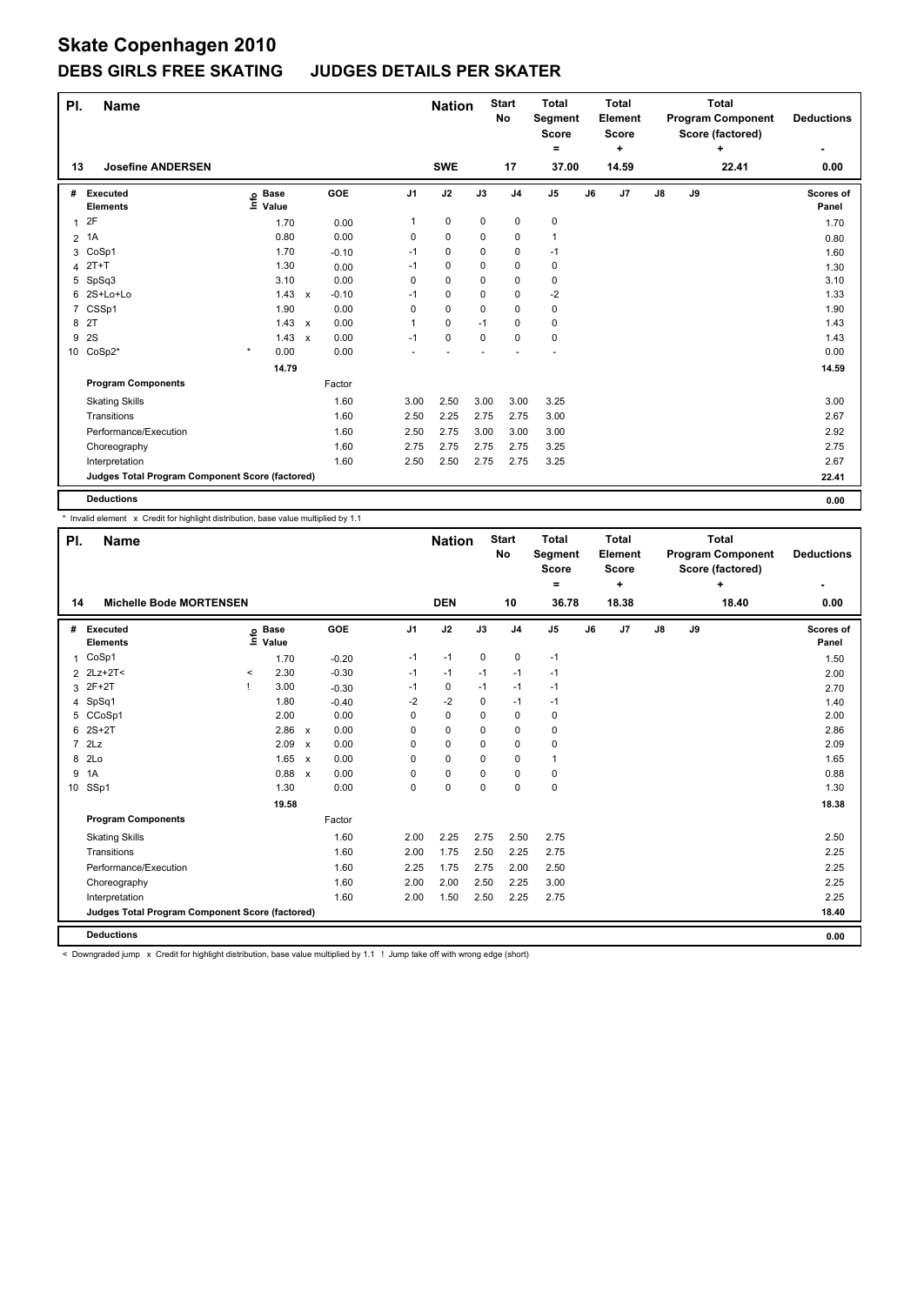# Skate Copenhagen 2010

## DEBS GIRLS FREE SKATING JUDGES DETAILS PER SKATER

| Pl. | Name | Nation | Start No | Total Segment Score = | Total Element Score + | Total Program Component Score (factored) + | Deductions - |
|---|---|---|---|---|---|---|---|
| 13 | Josefine ANDERSEN | SWE | 17 | 37.00 | 14.59 | 22.41 | 0.00 |

| # | Executed Elements | Info | Base Value | | GOE | J1 | J2 | J3 | J4 | J5 | J6 | J7 | J8 | J9 | Scores of Panel |
|---|---|---|---|---|---|---|---|---|---|---|---|---|---|---|---|
| 1 | 2F | | 1.70 | | 0.00 | 1 | 0 | 0 | 0 | 0 | | | | | 1.70 |
| 2 | 1A | | 0.80 | | 0.00 | 0 | 0 | 0 | 0 | 1 | | | | | 0.80 |
| 3 | CoSp1 | | 1.70 | | -0.10 | -1 | 0 | 0 | 0 | -1 | | | | | 1.60 |
| 4 | 2T+T | | 1.30 | | 0.00 | -1 | 0 | 0 | 0 | 0 | | | | | 1.30 |
| 5 | SpSq3 | | 3.10 | | 0.00 | 0 | 0 | 0 | 0 | 0 | | | | | 3.10 |
| 6 | 2S+Lo+Lo | | 1.43 | x | -0.10 | -1 | 0 | 0 | 0 | -2 | | | | | 1.33 |
| 7 | CSSp1 | | 1.90 | | 0.00 | 0 | 0 | 0 | 0 | 0 | | | | | 1.90 |
| 8 | 2T | | 1.43 | x | 0.00 | 1 | 0 | -1 | 0 | 0 | | | | | 1.43 |
| 9 | 2S | | 1.43 | x | 0.00 | -1 | 0 | 0 | 0 | 0 | | | | | 1.43 |
| 10 | CoSp2* | * | 0.00 | | 0.00 | - | - | - | - | - | | | | | 0.00 |
| | | | 14.79 | | | | | | | | | | | | 14.59 |
| | **Program Components** | | | | Factor | | | | | | | | | | |
| | Skating Skills | | | | 1.60 | 3.00 | 2.50 | 3.00 | 3.00 | 3.25 | | | | | 3.00 |
| | Transitions | | | | 1.60 | 2.50 | 2.25 | 2.75 | 2.75 | 3.00 | | | | | 2.67 |
| | Performance/Execution | | | | 1.60 | 2.50 | 2.75 | 3.00 | 3.00 | 3.00 | | | | | 2.92 |
| | Choreography | | | | 1.60 | 2.75 | 2.75 | 2.75 | 2.75 | 3.25 | | | | | 2.75 |
| | Interpretation | | | | 1.60 | 2.50 | 2.50 | 2.75 | 2.75 | 3.25 | | | | | 2.67 |
| | **Judges Total Program Component Score (factored)** | | | | | | | | | | | | | | 22.41 |
| | **Deductions** | | | | | | | | | | | | | | 0.00 |

\* Invalid element x Credit for highlight distribution, base value multiplied by 1.1

| Pl. | Name | Nation | Start No | Total Segment Score = | Total Element Score + | Total Program Component Score (factored) + | Deductions - |
|---|---|---|---|---|---|---|---|
| 14 | Michelle Bode MORTENSEN | DEN | 10 | 36.78 | 18.38 | 18.40 | 0.00 |

| # | Executed Elements | Info | Base Value | | GOE | J1 | J2 | J3 | J4 | J5 | J6 | J7 | J8 | J9 | Scores of Panel |
|---|---|---|---|---|---|---|---|---|---|---|---|---|---|---|---|
| 1 | CoSp1 | | 1.70 | | -0.20 | -1 | -1 | 0 | 0 | -1 | | | | | 1.50 |
| 2 | 2Lz+2T< | < | 2.30 | | -0.30 | -1 | -1 | -1 | -1 | -1 | | | | | 2.00 |
| 3 | 2F+2T | ! | 3.00 | | -0.30 | -1 | 0 | -1 | -1 | -1 | | | | | 2.70 |
| 4 | SpSq1 | | 1.80 | | -0.40 | -2 | -2 | 0 | -1 | -1 | | | | | 1.40 |
| 5 | CCoSp1 | | 2.00 | | 0.00 | 0 | 0 | 0 | 0 | 0 | | | | | 2.00 |
| 6 | 2S+2T | | 2.86 | x | 0.00 | 0 | 0 | 0 | 0 | 0 | | | | | 2.86 |
| 7 | 2Lz | | 2.09 | x | 0.00 | 0 | 0 | 0 | 0 | 0 | | | | | 2.09 |
| 8 | 2Lo | | 1.65 | x | 0.00 | 0 | 0 | 0 | 0 | 1 | | | | | 1.65 |
| 9 | 1A | | 0.88 | x | 0.00 | 0 | 0 | 0 | 0 | 0 | | | | | 0.88 |
| 10 | SSp1 | | 1.30 | | 0.00 | 0 | 0 | 0 | 0 | 0 | | | | | 1.30 |
| | | | 19.58 | | | | | | | | | | | | 18.38 |
| | **Program Components** | | | | Factor | | | | | | | | | | |
| | Skating Skills | | | | 1.60 | 2.00 | 2.25 | 2.75 | 2.50 | 2.75 | | | | | 2.50 |
| | Transitions | | | | 1.60 | 2.00 | 1.75 | 2.50 | 2.25 | 2.75 | | | | | 2.25 |
| | Performance/Execution | | | | 1.60 | 2.25 | 1.75 | 2.75 | 2.00 | 2.50 | | | | | 2.25 |
| | Choreography | | | | 1.60 | 2.00 | 2.00 | 2.50 | 2.25 | 3.00 | | | | | 2.25 |
| | Interpretation | | | | 1.60 | 2.00 | 1.50 | 2.50 | 2.25 | 2.75 | | | | | 2.25 |
| | **Judges Total Program Component Score (factored)** | | | | | | | | | | | | | | 18.40 |
| | **Deductions** | | | | | | | | | | | | | | 0.00 |

< Downgraded jump x Credit for highlight distribution, base value multiplied by 1.1 ! Jump take off with wrong edge (short)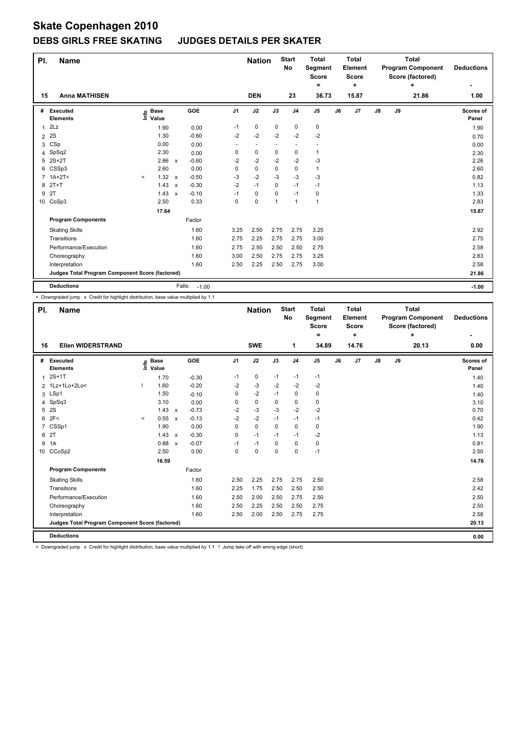# Skate Copenhagen 2010

## DEBS GIRLS FREE SKATING JUDGES DETAILS PER SKATER

| Pl. | Name | Nation | Start No | Total Segment Score = | Total Element Score + | Total Program Component Score (factored) + | Deductions - |
|---|---|---|---|---|---|---|---|
| 15 | Anna MATHISEN | DEN | 23 | 36.73 | 15.87 | 21.86 | 1.00 |

| # | Executed Elements | Info | Base Value | | GOE | J1 | J2 | J3 | J4 | J5 | J6 | J7 | J8 | J9 | Scores of Panel |
|---|---|---|---|---|---|---|---|---|---|---|---|---|---|---|---|
| 1 | 2Lz | | 1.90 | | 0.00 | -1 | 0 | 0 | 0 | 0 | | | | | 1.90 |
| 2 | 2S | | 1.30 | | -0.60 | -2 | -2 | -2 | -2 | -2 | | | | | 0.70 |
| 3 | CSp | | 0.00 | | 0.00 | - | - | - | - | - | | | | | 0.00 |
| 4 | SpSq2 | | 2.30 | | 0.00 | 0 | 0 | 0 | 0 | 1 | | | | | 2.30 |
| 5 | 2S+2T | | 2.86 | x | -0.60 | -2 | -2 | -2 | -2 | -3 | | | | | 2.26 |
| 6 | CSSp3 | | 2.60 | | 0.00 | 0 | 0 | 0 | 0 | 1 | | | | | 2.60 |
| 7 | 1A+2T< | < | 1.32 | x | -0.50 | -3 | -2 | -3 | -3 | -3 | | | | | 0.82 |
| 8 | 2T+T | | 1.43 | x | -0.30 | -2 | -1 | 0 | -1 | -1 | | | | | 1.13 |
| 9 | 2T | | 1.43 | x | -0.10 | -1 | 0 | 0 | -1 | 0 | | | | | 1.33 |
| 10 | CoSp3 | | 2.50 | | 0.33 | 0 | 0 | 1 | 1 | 1 | | | | | 2.83 |
| | | | 17.64 | | | | | | | | | | | | 15.87 |
| | **Program Components** | | | | Factor | | | | | | | | | | |
| | Skating Skills | | | | 1.60 | 3.25 | 2.50 | 2.75 | 2.75 | 3.25 | | | | | 2.92 |
| | Transitions | | | | 1.60 | 2.75 | 2.25 | 2.75 | 2.75 | 3.00 | | | | | 2.75 |
| | Performance/Execution | | | | 1.60 | 2.75 | 2.50 | 2.50 | 2.50 | 2.75 | | | | | 2.58 |
| | Choreography | | | | 1.60 | 3.00 | 2.50 | 2.75 | 2.75 | 3.25 | | | | | 2.83 |
| | Interpretation | | | | 1.60 | 2.50 | 2.25 | 2.50 | 2.75 | 3.00 | | | | | 2.58 |
| | **Judges Total Program Component Score (factored)** | | | | | | | | | | | | | | 21.86 |
| | **Deductions** | | | | Falls: -1.00 | | | | | | | | | | -1.00 |

< Downgraded jump x Credit for highlight distribution, base value multiplied by 1.1

| Pl. | Name | Nation | Start No | Total Segment Score = | Total Element Score + | Total Program Component Score (factored) + | Deductions - |
|---|---|---|---|---|---|---|---|
| 16 | Ellen WIDERSTRAND | SWE | 1 | 34.89 | 14.76 | 20.13 | 0.00 |

| # | Executed Elements | Info | Base Value | | GOE | J1 | J2 | J3 | J4 | J5 | J6 | J7 | J8 | J9 | Scores of Panel |
|---|---|---|---|---|---|---|---|---|---|---|---|---|---|---|---|
| 1 | 2S+1T | | 1.70 | | -0.30 | -1 | 0 | -1 | -1 | -1 | | | | | 1.40 |
| 2 | 1Lz+1Lo+2Lo< | ! | 1.60 | | -0.20 | -2 | -3 | -2 | -2 | -2 | | | | | 1.40 |
| 3 | LSp1 | | 1.50 | | -0.10 | 0 | -2 | -1 | 0 | 0 | | | | | 1.40 |
| 4 | SpSq3 | | 3.10 | | 0.00 | 0 | 0 | 0 | 0 | 0 | | | | | 3.10 |
| 5 | 2S | | 1.43 | x | -0.73 | -2 | -3 | -3 | -2 | -2 | | | | | 0.70 |
| 6 | 2F< | < | 0.55 | x | -0.13 | -2 | -2 | -1 | -1 | -1 | | | | | 0.42 |
| 7 | CSSp1 | | 1.90 | | 0.00 | 0 | 0 | 0 | 0 | 0 | | | | | 1.90 |
| 8 | 2T | | 1.43 | x | -0.30 | 0 | -1 | -1 | -1 | -2 | | | | | 1.13 |
| 9 | 1A | | 0.88 | x | -0.07 | -1 | -1 | 0 | 0 | 0 | | | | | 0.81 |
| 10 | CCoSp2 | | 2.50 | | 0.00 | 0 | 0 | 0 | 0 | -1 | | | | | 2.50 |
| | | | 16.59 | | | | | | | | | | | | 14.76 |
| | **Program Components** | | | | Factor | | | | | | | | | | |
| | Skating Skills | | | | 1.60 | 2.50 | 2.25 | 2.75 | 2.75 | 2.50 | | | | | 2.58 |
| | Transitions | | | | 1.60 | 2.25 | 1.75 | 2.50 | 2.50 | 2.50 | | | | | 2.42 |
| | Performance/Execution | | | | 1.60 | 2.50 | 2.00 | 2.50 | 2.75 | 2.50 | | | | | 2.50 |
| | Choreography | | | | 1.60 | 2.50 | 2.25 | 2.50 | 2.50 | 2.75 | | | | | 2.50 |
| | Interpretation | | | | 1.60 | 2.50 | 2.00 | 2.50 | 2.75 | 2.75 | | | | | 2.58 |
| | **Judges Total Program Component Score (factored)** | | | | | | | | | | | | | | 20.13 |
| | **Deductions** | | | | | | | | | | | | | | 0.00 |

< Downgraded jump x Credit for highlight distribution, base value multiplied by 1.1 ! Jump take off with wrong edge (short)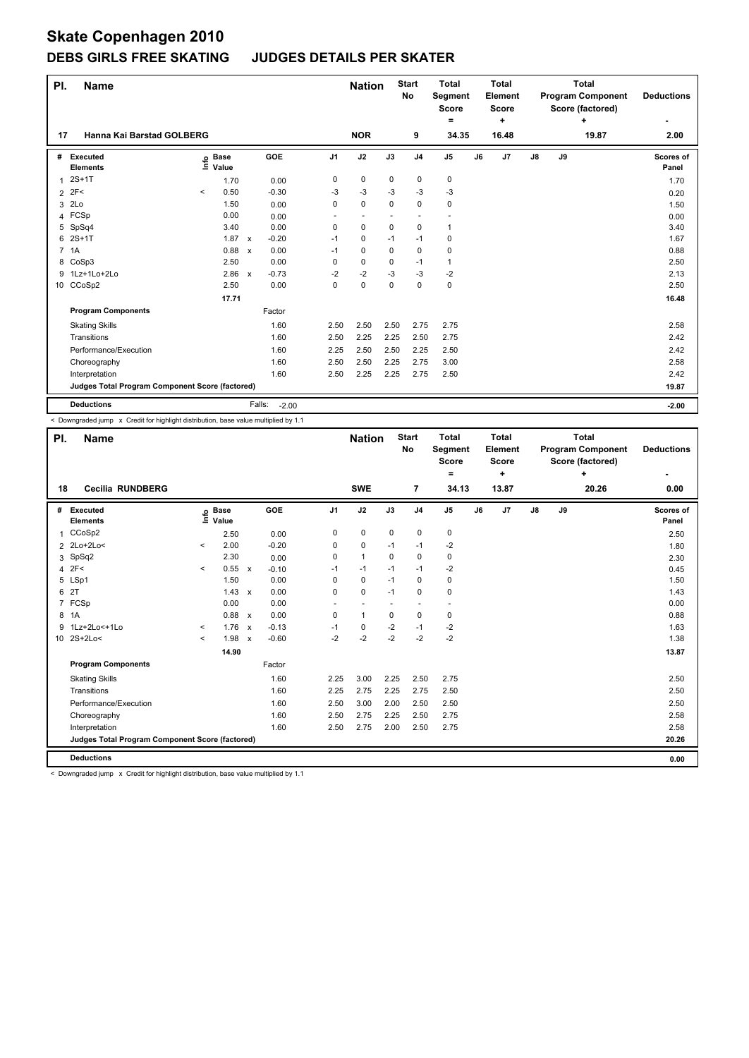# Skate Copenhagen 2010

## DEBS GIRLS FREE SKATING JUDGES DETAILS PER SKATER

| Pl. | Name | Nation | Start No | Total Segment Score = | Total Element Score + | Total Program Component Score (factored) + | Deductions - |
|---|---|---|---|---|---|---|---|
| 17 | Hanna Kai Barstad GOLBERG | NOR | 9 | 34.35 | 16.48 | 19.87 | 2.00 |

| # | Executed Elements | Info | Base Value | | GOE | J1 | J2 | J3 | J4 | J5 | J6 | J7 | J8 | J9 | Scores of Panel |
|---|---|---|---|---|---|---|---|---|---|---|---|---|---|---|---|
| 1 | 2S+1T | | 1.70 | | 0.00 | 0 | 0 | 0 | 0 | 0 | | | | | 1.70 |
| 2 | 2F< | < | 0.50 | | -0.30 | -3 | -3 | -3 | -3 | -3 | | | | | 0.20 |
| 3 | 2Lo | | 1.50 | | 0.00 | 0 | 0 | 0 | 0 | 0 | | | | | 1.50 |
| 4 | FCSp | | 0.00 | | 0.00 | - | - | - | - | - | | | | | 0.00 |
| 5 | SpSq4 | | 3.40 | | 0.00 | 0 | 0 | 0 | 0 | 1 | | | | | 3.40 |
| 6 | 2S+1T | | 1.87 | x | -0.20 | -1 | 0 | -1 | -1 | 0 | | | | | 1.67 |
| 7 | 1A | | 0.88 | x | 0.00 | -1 | 0 | 0 | 0 | 0 | | | | | 0.88 |
| 8 | CoSp3 | | 2.50 | | 0.00 | 0 | 0 | 0 | -1 | 1 | | | | | 2.50 |
| 9 | 1Lz+1Lo+2Lo | | 2.86 | x | -0.73 | -2 | -2 | -3 | -3 | -2 | | | | | 2.13 |
| 10 | CCoSp2 | | 2.50 | | 0.00 | 0 | 0 | 0 | 0 | 0 | | | | | 2.50 |
| | | | 17.71 | | | | | | | | | | | | 16.48 |
| | **Program Components** | | | | Factor | | | | | | | | | | |
| | Skating Skills | | | | 1.60 | 2.50 | 2.50 | 2.50 | 2.75 | 2.75 | | | | | 2.58 |
| | Transitions | | | | 1.60 | 2.50 | 2.25 | 2.25 | 2.50 | 2.75 | | | | | 2.42 |
| | Performance/Execution | | | | 1.60 | 2.25 | 2.50 | 2.50 | 2.25 | 2.50 | | | | | 2.42 |
| | Choreography | | | | 1.60 | 2.50 | 2.50 | 2.25 | 2.75 | 3.00 | | | | | 2.58 |
| | Interpretation | | | | 1.60 | 2.50 | 2.25 | 2.25 | 2.75 | 2.50 | | | | | 2.42 |
| | **Judges Total Program Component Score (factored)** | | | | | | | | | | | | | | 19.87 |
| | **Deductions** | | | | Falls: -2.00 | | | | | | | | | | -2.00 |

< Downgraded jump x Credit for highlight distribution, base value multiplied by 1.1

| Pl. | Name | Nation | Start No | Total Segment Score = | Total Element Score + | Total Program Component Score (factored) + | Deductions - |
|---|---|---|---|---|---|---|---|
| 18 | Cecilia RUNDBERG | SWE | 7 | 34.13 | 13.87 | 20.26 | 0.00 |

| # | Executed Elements | Info | Base Value | | GOE | J1 | J2 | J3 | J4 | J5 | J6 | J7 | J8 | J9 | Scores of Panel |
|---|---|---|---|---|---|---|---|---|---|---|---|---|---|---|---|
| 1 | CCoSp2 | | 2.50 | | 0.00 | 0 | 0 | 0 | 0 | 0 | | | | | 2.50 |
| 2 | 2Lo+2Lo< | < | 2.00 | | -0.20 | 0 | 0 | -1 | -1 | -2 | | | | | 1.80 |
| 3 | SpSq2 | | 2.30 | | 0.00 | 0 | 1 | 0 | 0 | 0 | | | | | 2.30 |
| 4 | 2F< | < | 0.55 | x | -0.10 | -1 | -1 | -1 | -1 | -2 | | | | | 0.45 |
| 5 | LSp1 | | 1.50 | | 0.00 | 0 | 0 | -1 | 0 | 0 | | | | | 1.50 |
| 6 | 2T | | 1.43 | x | 0.00 | 0 | 0 | -1 | 0 | 0 | | | | | 1.43 |
| 7 | FCSp | | 0.00 | | 0.00 | - | - | - | - | - | | | | | 0.00 |
| 8 | 1A | | 0.88 | x | 0.00 | 0 | 1 | 0 | 0 | 0 | | | | | 0.88 |
| 9 | 1Lz+2Lo<+1Lo | < | 1.76 | x | -0.13 | -1 | 0 | -2 | -1 | -2 | | | | | 1.63 |
| 10 | 2S+2Lo< | < | 1.98 | x | -0.60 | -2 | -2 | -2 | -2 | -2 | | | | | 1.38 |
| | | | 14.90 | | | | | | | | | | | | 13.87 |
| | **Program Components** | | | | Factor | | | | | | | | | | |
| | Skating Skills | | | | 1.60 | 2.25 | 3.00 | 2.25 | 2.50 | 2.75 | | | | | 2.50 |
| | Transitions | | | | 1.60 | 2.25 | 2.75 | 2.25 | 2.75 | 2.50 | | | | | 2.50 |
| | Performance/Execution | | | | 1.60 | 2.50 | 3.00 | 2.00 | 2.50 | 2.50 | | | | | 2.50 |
| | Choreography | | | | 1.60 | 2.50 | 2.75 | 2.25 | 2.50 | 2.75 | | | | | 2.58 |
| | Interpretation | | | | 1.60 | 2.50 | 2.75 | 2.00 | 2.50 | 2.75 | | | | | 2.58 |
| | **Judges Total Program Component Score (factored)** | | | | | | | | | | | | | | 20.26 |
| | **Deductions** | | | | | | | | | | | | | | 0.00 |

< Downgraded jump x Credit for highlight distribution, base value multiplied by 1.1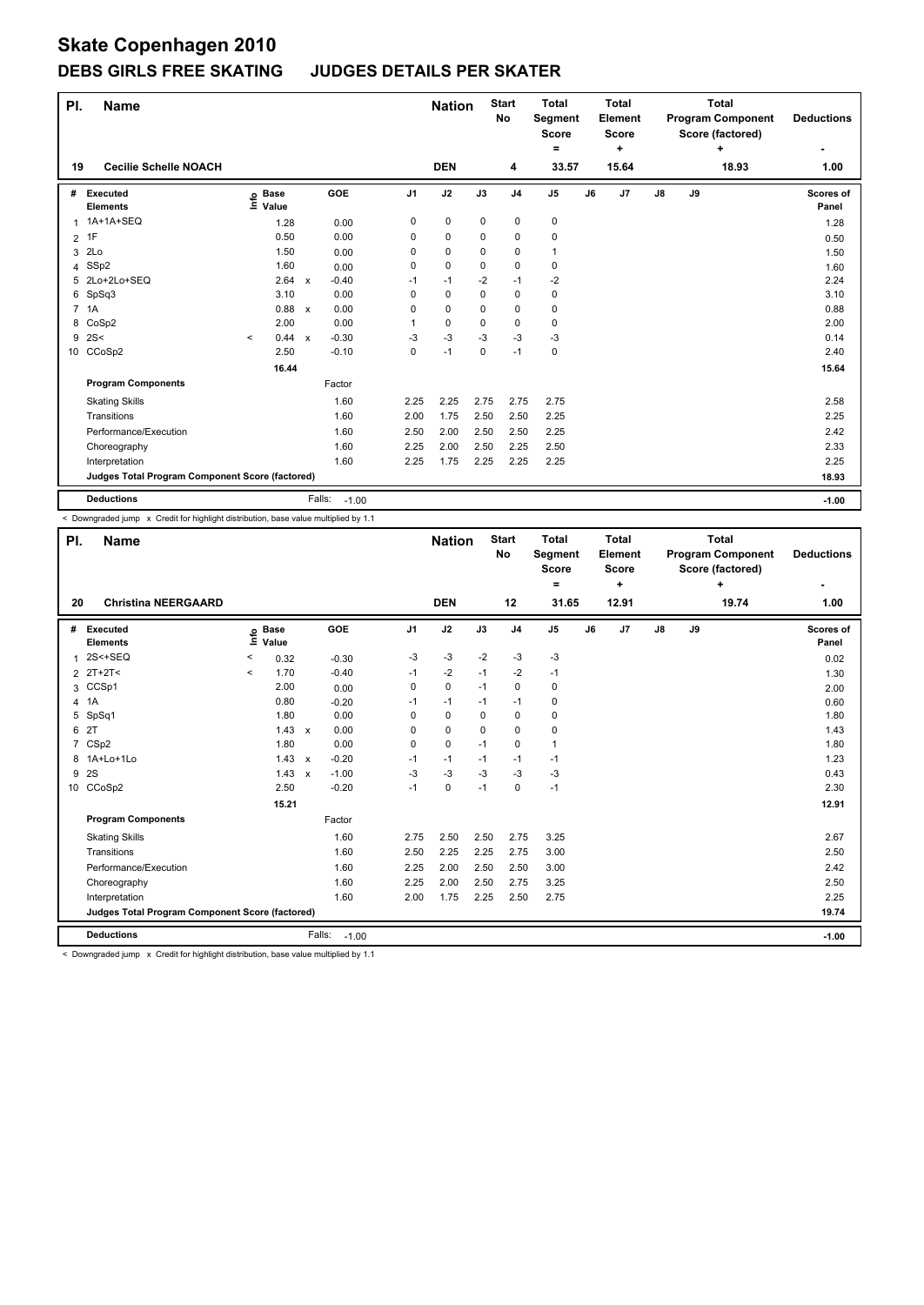# Skate Copenhagen 2010

## DEBS GIRLS FREE SKATING JUDGES DETAILS PER SKATER

| Pl. | Name | Nation | Start No | Total Segment Score = | Total Element Score + | Total Program Component Score (factored) + | Deductions - |
|---|---|---|---|---|---|---|---|
| 19 | Cecilie Schelle NOACH | DEN | 4 | 33.57 | 15.64 | 18.93 | 1.00 |

| # | Executed Elements | Info | Base Value | | GOE | J1 | J2 | J3 | J4 | J5 | J6 | J7 | J8 | J9 | Scores of Panel |
|---|---|---|---|---|---|---|---|---|---|---|---|---|---|---|---|
| 1 | 1A+1A+SEQ | | 1.28 | | 0.00 | 0 | 0 | 0 | 0 | 0 | | | | | 1.28 |
| 2 | 1F | | 0.50 | | 0.00 | 0 | 0 | 0 | 0 | 0 | | | | | 0.50 |
| 3 | 2Lo | | 1.50 | | 0.00 | 0 | 0 | 0 | 0 | 1 | | | | | 1.50 |
| 4 | SSp2 | | 1.60 | | 0.00 | 0 | 0 | 0 | 0 | 0 | | | | | 1.60 |
| 5 | 2Lo+2Lo+SEQ | | 2.64 | x | -0.40 | -1 | -1 | -2 | -1 | -2 | | | | | 2.24 |
| 6 | SpSq3 | | 3.10 | | 0.00 | 0 | 0 | 0 | 0 | 0 | | | | | 3.10 |
| 7 | 1A | | 0.88 | x | 0.00 | 0 | 0 | 0 | 0 | 0 | | | | | 0.88 |
| 8 | CoSp2 | | 2.00 | | 0.00 | 1 | 0 | 0 | 0 | 0 | | | | | 2.00 |
| 9 | 2S< | < | 0.44 | x | -0.30 | -3 | -3 | -3 | -3 | -3 | | | | | 0.14 |
| 10 | CCoSp2 | | 2.50 | | -0.10 | 0 | -1 | 0 | -1 | 0 | | | | | 2.40 |
| | | | 16.44 | | | | | | | | | | | | 15.64 |
| | **Program Components** | | | | Factor | | | | | | | | | | |
| | Skating Skills | | | | 1.60 | 2.25 | 2.25 | 2.75 | 2.75 | 2.75 | | | | | 2.58 |
| | Transitions | | | | 1.60 | 2.00 | 1.75 | 2.50 | 2.50 | 2.25 | | | | | 2.25 |
| | Performance/Execution | | | | 1.60 | 2.50 | 2.00 | 2.50 | 2.50 | 2.25 | | | | | 2.42 |
| | Choreography | | | | 1.60 | 2.25 | 2.00 | 2.50 | 2.25 | 2.50 | | | | | 2.33 |
| | Interpretation | | | | 1.60 | 2.25 | 1.75 | 2.25 | 2.25 | 2.25 | | | | | 2.25 |
| | **Judges Total Program Component Score (factored)** | | | | | | | | | | | | | | 18.93 |
| | **Deductions** | | | | Falls: -1.00 | | | | | | | | | | -1.00 |

< Downgraded jump x Credit for highlight distribution, base value multiplied by 1.1

| Pl. | Name | Nation | Start No | Total Segment Score = | Total Element Score + | Total Program Component Score (factored) + | Deductions - |
|---|---|---|---|---|---|---|---|
| 20 | Christina NEERGAARD | DEN | 12 | 31.65 | 12.91 | 19.74 | 1.00 |

| # | Executed Elements | Info | Base Value | | GOE | J1 | J2 | J3 | J4 | J5 | J6 | J7 | J8 | J9 | Scores of Panel |
|---|---|---|---|---|---|---|---|---|---|---|---|---|---|---|---|
| 1 | 2S<+SEQ | < | 0.32 | | -0.30 | -3 | -3 | -2 | -3 | -3 | | | | | 0.02 |
| 2 | 2T+2T< | < | 1.70 | | -0.40 | -1 | -2 | -1 | -2 | -1 | | | | | 1.30 |
| 3 | CCSp1 | | 2.00 | | 0.00 | 0 | 0 | -1 | 0 | 0 | | | | | 2.00 |
| 4 | 1A | | 0.80 | | -0.20 | -1 | -1 | -1 | -1 | 0 | | | | | 0.60 |
| 5 | SpSq1 | | 1.80 | | 0.00 | 0 | 0 | 0 | 0 | 0 | | | | | 1.80 |
| 6 | 2T | | 1.43 | x | 0.00 | 0 | 0 | 0 | 0 | 0 | | | | | 1.43 |
| 7 | CSp2 | | 1.80 | | 0.00 | 0 | 0 | -1 | 0 | 1 | | | | | 1.80 |
| 8 | 1A+Lo+1Lo | | 1.43 | x | -0.20 | -1 | -1 | -1 | -1 | -1 | | | | | 1.23 |
| 9 | 2S | | 1.43 | x | -1.00 | -3 | -3 | -3 | -3 | -3 | | | | | 0.43 |
| 10 | CCoSp2 | | 2.50 | | -0.20 | -1 | 0 | -1 | 0 | -1 | | | | | 2.30 |
| | | | 15.21 | | | | | | | | | | | | 12.91 |
| | **Program Components** | | | | Factor | | | | | | | | | | |
| | Skating Skills | | | | 1.60 | 2.75 | 2.50 | 2.50 | 2.75 | 3.25 | | | | | 2.67 |
| | Transitions | | | | 1.60 | 2.50 | 2.25 | 2.25 | 2.75 | 3.00 | | | | | 2.50 |
| | Performance/Execution | | | | 1.60 | 2.25 | 2.00 | 2.50 | 2.50 | 3.00 | | | | | 2.42 |
| | Choreography | | | | 1.60 | 2.25 | 2.00 | 2.50 | 2.75 | 3.25 | | | | | 2.50 |
| | Interpretation | | | | 1.60 | 2.00 | 1.75 | 2.25 | 2.50 | 2.75 | | | | | 2.25 |
| | **Judges Total Program Component Score (factored)** | | | | | | | | | | | | | | 19.74 |
| | **Deductions** | | | | Falls: -1.00 | | | | | | | | | | -1.00 |

< Downgraded jump x Credit for highlight distribution, base value multiplied by 1.1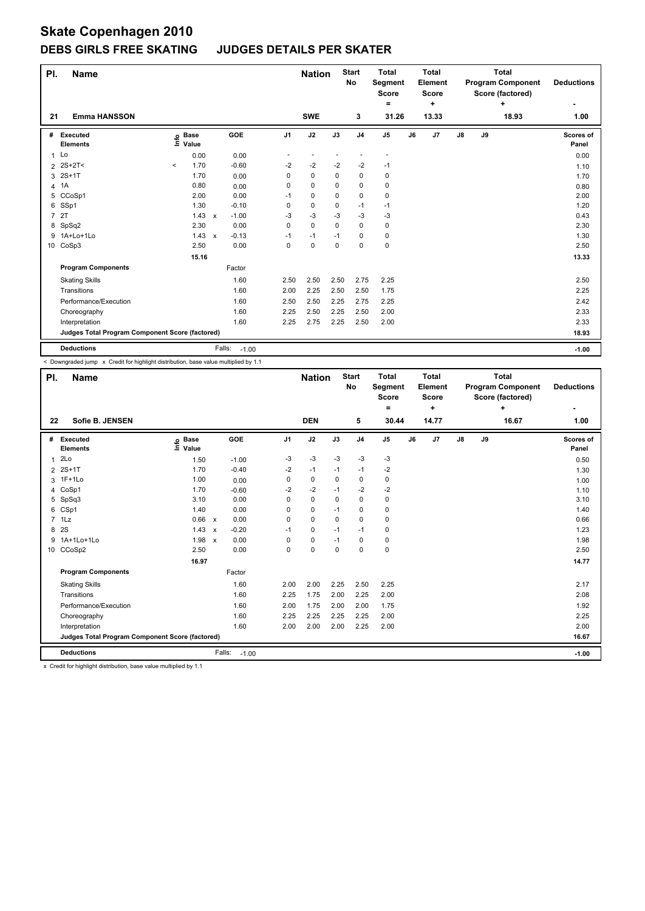# Skate Copenhagen 2010

## DEBS GIRLS FREE SKATING JUDGES DETAILS PER SKATER

| Pl. | Name | Nation | Start No | Total Segment Score = | Total Element Score + | Total Program Component Score (factored) + | Deductions - |
|---|---|---|---|---|---|---|---|
| 21 | Emma HANSSON | SWE | 3 | 31.26 | 13.33 | 18.93 | 1.00 |

| # | Executed Elements | Info | Base Value | | GOE | J1 | J2 | J3 | J4 | J5 | J6 | J7 | J8 | J9 | Scores of Panel |
|---|---|---|---|---|---|---|---|---|---|---|---|---|---|---|---|
| 1 | Lo | | 0.00 | | 0.00 | - | - | - | - | - | | | | | 0.00 |
| 2 | 2S+2T< | < | 1.70 | | -0.60 | -2 | -2 | -2 | -2 | -1 | | | | | 1.10 |
| 3 | 2S+1T | | 1.70 | | 0.00 | 0 | 0 | 0 | 0 | 0 | | | | | 1.70 |
| 4 | 1A | | 0.80 | | 0.00 | 0 | 0 | 0 | 0 | 0 | | | | | 0.80 |
| 5 | CCoSp1 | | 2.00 | | 0.00 | -1 | 0 | 0 | 0 | 0 | | | | | 2.00 |
| 6 | SSp1 | | 1.30 | | -0.10 | 0 | 0 | 0 | -1 | -1 | | | | | 1.20 |
| 7 | 2T | | 1.43 | x | -1.00 | -3 | -3 | -3 | -3 | -3 | | | | | 0.43 |
| 8 | SpSq2 | | 2.30 | | 0.00 | 0 | 0 | 0 | 0 | 0 | | | | | 2.30 |
| 9 | 1A+Lo+1Lo | | 1.43 | x | -0.13 | -1 | -1 | -1 | 0 | 0 | | | | | 1.30 |
| 10 | CoSp3 | | 2.50 | | 0.00 | 0 | 0 | 0 | 0 | 0 | | | | | 2.50 |
| | | | 15.16 | | | | | | | | | | | | 13.33 |
| | **Program Components** | | | | Factor | | | | | | | | | | |
| | Skating Skills | | | | 1.60 | 2.50 | 2.50 | 2.50 | 2.75 | 2.25 | | | | | 2.50 |
| | Transitions | | | | 1.60 | 2.00 | 2.25 | 2.50 | 2.50 | 1.75 | | | | | 2.25 |
| | Performance/Execution | | | | 1.60 | 2.50 | 2.50 | 2.25 | 2.75 | 2.25 | | | | | 2.42 |
| | Choreography | | | | 1.60 | 2.25 | 2.50 | 2.25 | 2.50 | 2.00 | | | | | 2.33 |
| | Interpretation | | | | 1.60 | 2.25 | 2.75 | 2.25 | 2.50 | 2.00 | | | | | 2.33 |
| | **Judges Total Program Component Score (factored)** | | | | | | | | | | | | | | 18.93 |
| | **Deductions** | | | Falls: | -1.00 | | | | | | | | | | -1.00 |

< Downgraded jump x Credit for highlight distribution, base value multiplied by 1.1

| Pl. | Name | Nation | Start No | Total Segment Score = | Total Element Score + | Total Program Component Score (factored) + | Deductions - |
|---|---|---|---|---|---|---|---|
| 22 | Sofie B. JENSEN | DEN | 5 | 30.44 | 14.77 | 16.67 | 1.00 |

| # | Executed Elements | Info | Base Value | | GOE | J1 | J2 | J3 | J4 | J5 | J6 | J7 | J8 | J9 | Scores of Panel |
|---|---|---|---|---|---|---|---|---|---|---|---|---|---|---|---|
| 1 | 2Lo | | 1.50 | | -1.00 | -3 | -3 | -3 | -3 | -3 | | | | | 0.50 |
| 2 | 2S+1T | | 1.70 | | -0.40 | -2 | -1 | -1 | -1 | -2 | | | | | 1.30 |
| 3 | 1F+1Lo | | 1.00 | | 0.00 | 0 | 0 | 0 | 0 | 0 | | | | | 1.00 |
| 4 | CoSp1 | | 1.70 | | -0.60 | -2 | -2 | -1 | -2 | -2 | | | | | 1.10 |
| 5 | SpSq3 | | 3.10 | | 0.00 | 0 | 0 | 0 | 0 | 0 | | | | | 3.10 |
| 6 | CSp1 | | 1.40 | | 0.00 | 0 | 0 | -1 | 0 | 0 | | | | | 1.40 |
| 7 | 1Lz | | 0.66 | x | 0.00 | 0 | 0 | 0 | 0 | 0 | | | | | 0.66 |
| 8 | 2S | | 1.43 | x | -0.20 | -1 | 0 | -1 | -1 | 0 | | | | | 1.23 |
| 9 | 1A+1Lo+1Lo | | 1.98 | x | 0.00 | 0 | 0 | -1 | 0 | 0 | | | | | 1.98 |
| 10 | CCoSp2 | | 2.50 | | 0.00 | 0 | 0 | 0 | 0 | 0 | | | | | 2.50 |
| | | | 16.97 | | | | | | | | | | | | 14.77 |
| | **Program Components** | | | | Factor | | | | | | | | | | |
| | Skating Skills | | | | 1.60 | 2.00 | 2.00 | 2.25 | 2.50 | 2.25 | | | | | 2.17 |
| | Transitions | | | | 1.60 | 2.25 | 1.75 | 2.00 | 2.25 | 2.00 | | | | | 2.08 |
| | Performance/Execution | | | | 1.60 | 2.00 | 1.75 | 2.00 | 2.00 | 1.75 | | | | | 1.92 |
| | Choreography | | | | 1.60 | 2.25 | 2.25 | 2.25 | 2.25 | 2.00 | | | | | 2.25 |
| | Interpretation | | | | 1.60 | 2.00 | 2.00 | 2.00 | 2.25 | 2.00 | | | | | 2.00 |
| | **Judges Total Program Component Score (factored)** | | | | | | | | | | | | | | 16.67 |
| | **Deductions** | | | Falls: | -1.00 | | | | | | | | | | -1.00 |

x Credit for highlight distribution, base value multiplied by 1.1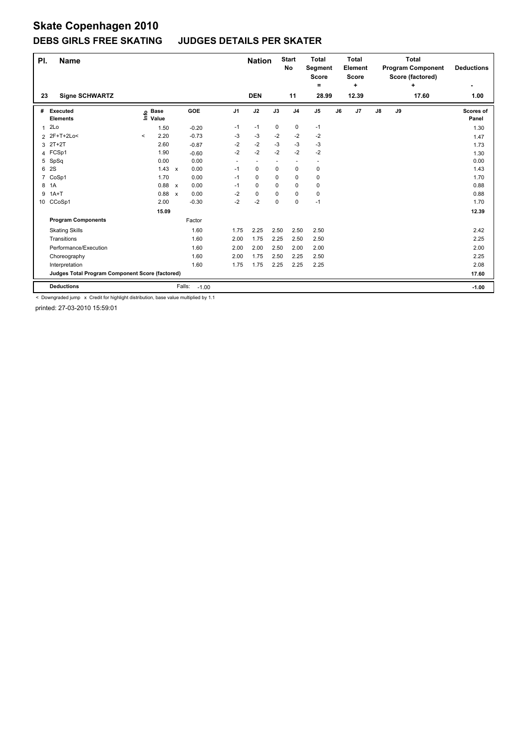# Skate Copenhagen 2010

## DEBS GIRLS FREE SKATING JUDGES DETAILS PER SKATER

| Pl. | Name | Nation | Start No | Total Segment Score = | Total Element Score + | Total Program Component Score (factored) + | Deductions - |
|---|---|---|---|---|---|---|---|
| 23 | Signe SCHWARTZ | DEN | 11 | 28.99 | 12.39 | 17.60 | 1.00 |

| # | Executed Elements | Info | Base Value | | GOE | J1 | J2 | J3 | J4 | J5 | J6 | J7 | J8 | J9 | Scores of Panel |
|---|---|---|---|---|---|---|---|---|---|---|---|---|---|---|---|
| 1 | 2Lo | | 1.50 | | -0.20 | -1 | -1 | 0 | 0 | -1 | | | | | 1.30 |
| 2 | 2F+T+2Lo< | < | 2.20 | | -0.73 | -3 | -3 | -2 | -2 | -2 | | | | | 1.47 |
| 3 | 2T+2T | | 2.60 | | -0.87 | -2 | -2 | -3 | -3 | -3 | | | | | 1.73 |
| 4 | FCSp1 | | 1.90 | | -0.60 | -2 | -2 | -2 | -2 | -2 | | | | | 1.30 |
| 5 | SpSq | | 0.00 | | 0.00 | - | - | - | - | - | | | | | 0.00 |
| 6 | 2S | | 1.43 | x | 0.00 | -1 | 0 | 0 | 0 | 0 | | | | | 1.43 |
| 7 | CoSp1 | | 1.70 | | 0.00 | -1 | 0 | 0 | 0 | 0 | | | | | 1.70 |
| 8 | 1A | | 0.88 | x | 0.00 | -1 | 0 | 0 | 0 | 0 | | | | | 0.88 |
| 9 | 1A+T | | 0.88 | x | 0.00 | -2 | 0 | 0 | 0 | 0 | | | | | 0.88 |
| 10 | CCoSp1 | | 2.00 | | -0.30 | -2 | -2 | 0 | 0 | -1 | | | | | 1.70 |
| | | | 15.09 | | | | | | | | | | | | 12.39 |
| | **Program Components** | | | | Factor | | | | | | | | | | |
| | Skating Skills | | | | 1.60 | 1.75 | 2.25 | 2.50 | 2.50 | 2.50 | | | | | 2.42 |
| | Transitions | | | | 1.60 | 2.00 | 1.75 | 2.25 | 2.50 | 2.50 | | | | | 2.25 |
| | Performance/Execution | | | | 1.60 | 2.00 | 2.00 | 2.50 | 2.00 | 2.00 | | | | | 2.00 |
| | Choreography | | | | 1.60 | 2.00 | 1.75 | 2.50 | 2.25 | 2.50 | | | | | 2.25 |
| | Interpretation | | | | 1.60 | 1.75 | 1.75 | 2.25 | 2.25 | 2.25 | | | | | 2.08 |
| | **Judges Total Program Component Score (factored)** | | | | | | | | | | | | | | 17.60 |
| | **Deductions** | | | Falls: | -1.00 | | | | | | | | | | -1.00 |

< Downgraded jump x Credit for highlight distribution, base value multiplied by 1.1

printed: 27-03-2010 15:59:01